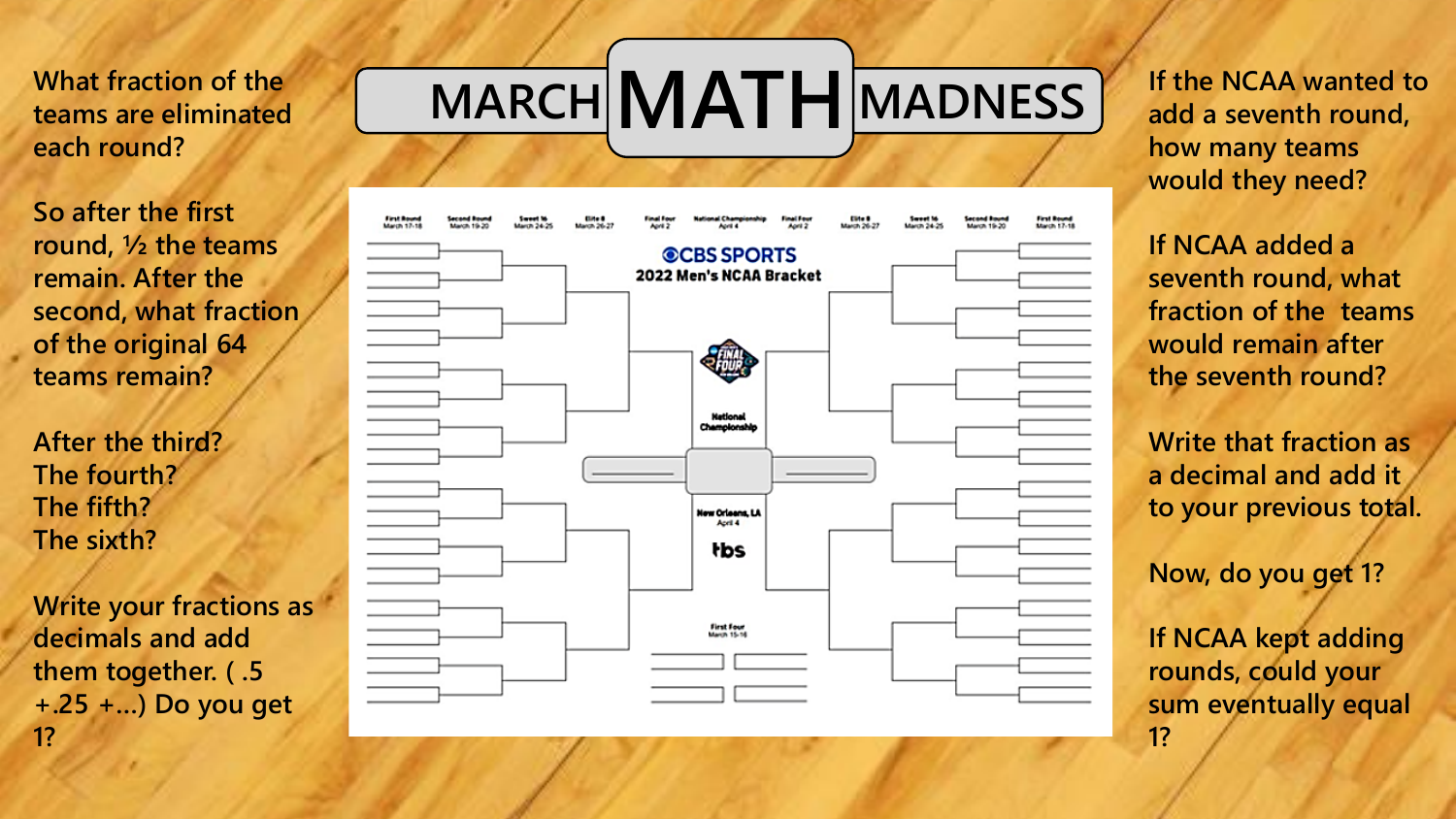# MARCH MATH MADNESS

What fraction of the teams are eliminated each round?

So after the first round, ½ the teams remain. After the second, what fraction of the original 64 teams remain?

After the third?
The fourth?
The fifth?
The sixth?

Write your fractions as decimals and add them together. ( .5 +.25 +…) Do you get 1?

If the NCAA wanted to add a seventh round, how many teams would they need?

If NCAA added a seventh round, what fraction of the teams would remain after the seventh round?

Write that fraction as a decimal and add it to your previous total.

Now, do you get 1?

If NCAA kept adding rounds, could your sum eventually equal 1?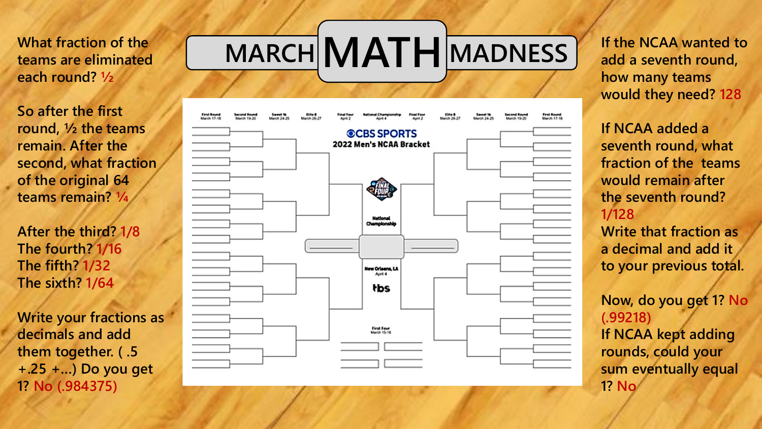# MARCH MATH MADNESS

What fraction of the teams are eliminated each round? ½

So after the first round, ½ the teams remain. After the second, what fraction of the original 64 teams remain? ¼

After the third? 1/8
The fourth? 1/16
The fifth? 1/32
The sixth? 1/64

Write your fractions as decimals and add them together. ( .5 +.25 +…) Do you get 1? No (.984375)

First Round March 17-18
Second Round March 19-20
Sweet 16 March 24-25
Elite 8 March 26-27
Final Four April 2
National Championship April 4
Final Four April 2
Elite 8 March 26-27
Sweet 16 March 24-25
Second Round March 19-20
First Round March 17-18

CBS SPORTS
2022 Men's NCAA Bracket

National Championship

New Orleans, LA
April 4

tbs

First Four
March 15-16

If the NCAA wanted to add a seventh round, how many teams would they need? 128

If NCAA added a seventh round, what fraction of the teams would remain after the seventh round? 1/128
Write that fraction as a decimal and add it to your previous total.

Now, do you get 1? No (.99218)
If NCAA kept adding rounds, could your sum eventually equal 1? No